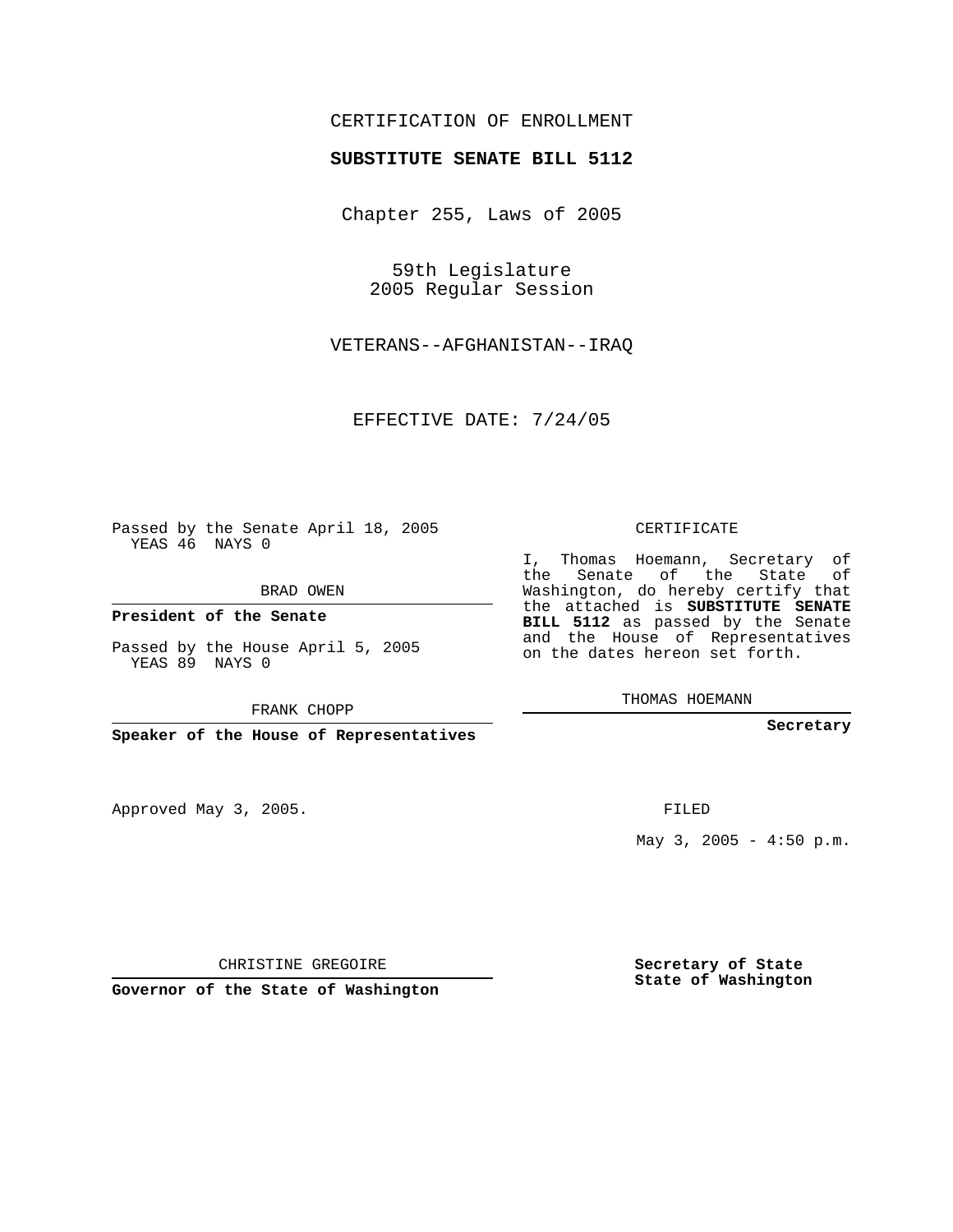CERTIFICATION OF ENROLLMENT

**SUBSTITUTE SENATE BILL 5112**

Chapter 255, Laws of 2005

59th Legislature
2005 Regular Session

VETERANS--AFGHANISTAN--IRAQ

EFFECTIVE DATE: 7/24/05

Passed by the Senate April 18, 2005
YEAS 46 NAYS 0

BRAD OWEN

**President of the Senate**

Passed by the House April 5, 2005
YEAS 89 NAYS 0

FRANK CHOPP

**Speaker of the House of Representatives**

Approved May 3, 2005.

CHRISTINE GREGOIRE

**Governor of the State of Washington**

CERTIFICATE

I, Thomas Hoemann, Secretary of the Senate of the State of Washington, do hereby certify that the attached is **SUBSTITUTE SENATE BILL 5112** as passed by the Senate and the House of Representatives on the dates hereon set forth.

THOMAS HOEMANN

**Secretary**

FILED

May 3, 2005 - 4:50 p.m.

**Secretary of State**
**State of Washington**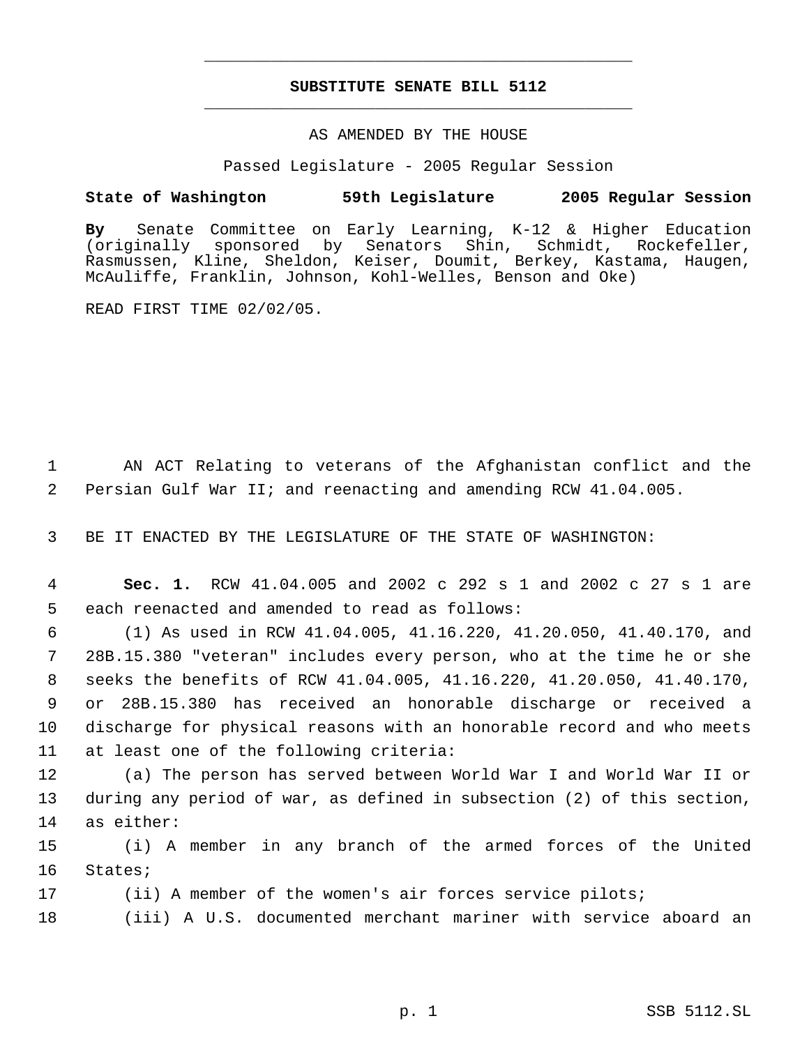# SUBSTITUTE SENATE BILL 5112

AS AMENDED BY THE HOUSE

Passed Legislature - 2005 Regular Session

**State of Washington 59th Legislature 2005 Regular Session**

**By** Senate Committee on Early Learning, K-12 & Higher Education (originally sponsored by Senators Shin, Schmidt, Rockefeller, Rasmussen, Kline, Sheldon, Keiser, Doumit, Berkey, Kastama, Haugen, McAuliffe, Franklin, Johnson, Kohl-Welles, Benson and Oke)

READ FIRST TIME 02/02/05.

AN ACT Relating to veterans of the Afghanistan conflict and the Persian Gulf War II; and reenacting and amending RCW 41.04.005.

BE IT ENACTED BY THE LEGISLATURE OF THE STATE OF WASHINGTON:

**Sec. 1.** RCW 41.04.005 and 2002 c 292 s 1 and 2002 c 27 s 1 are each reenacted and amended to read as follows:

(1) As used in RCW 41.04.005, 41.16.220, 41.20.050, 41.40.170, and 28B.15.380 "veteran" includes every person, who at the time he or she seeks the benefits of RCW 41.04.005, 41.16.220, 41.20.050, 41.40.170, or 28B.15.380 has received an honorable discharge or received a discharge for physical reasons with an honorable record and who meets at least one of the following criteria:

(a) The person has served between World War I and World War II or during any period of war, as defined in subsection (2) of this section, as either:

(i) A member in any branch of the armed forces of the United States;

(ii) A member of the women's air forces service pilots;

(iii) A U.S. documented merchant mariner with service aboard an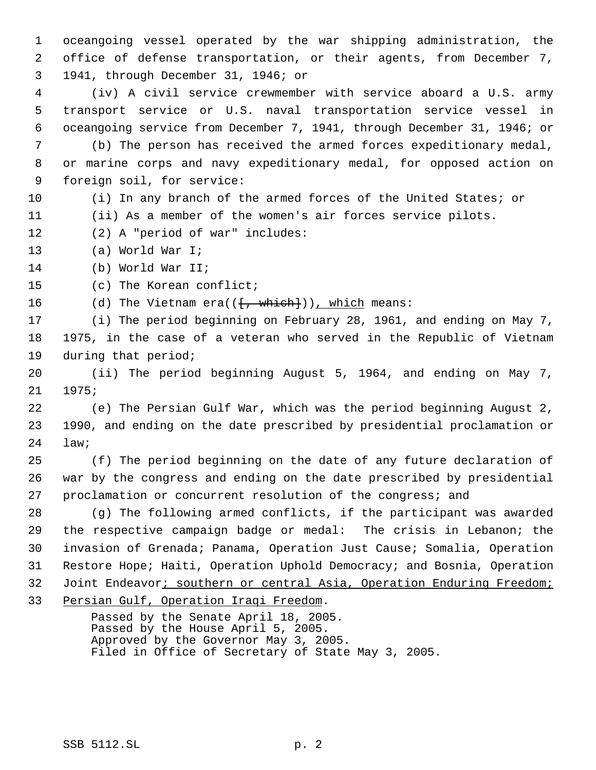oceangoing vessel operated by the war shipping administration, the office of defense transportation, or their agents, from December 7, 1941, through December 31, 1946; or

(iv) A civil service crewmember with service aboard a U.S. army transport service or U.S. naval transportation service vessel in oceangoing service from December 7, 1941, through December 31, 1946; or

(b) The person has received the armed forces expeditionary medal, or marine corps and navy expeditionary medal, for opposed action on foreign soil, for service:

(i) In any branch of the armed forces of the United States; or

(ii) As a member of the women's air forces service pilots.

(2) A "period of war" includes:

(a) World War I;

(b) World War II;

(c) The Korean conflict;

(d) The Vietnam era(( ~~[, which]~~ )), which means:

(i) The period beginning on February 28, 1961, and ending on May 7, 1975, in the case of a veteran who served in the Republic of Vietnam during that period;

(ii) The period beginning August 5, 1964, and ending on May 7, 1975;

(e) The Persian Gulf War, which was the period beginning August 2, 1990, and ending on the date prescribed by presidential proclamation or law;

(f) The period beginning on the date of any future declaration of war by the congress and ending on the date prescribed by presidential proclamation or concurrent resolution of the congress; and

(g) The following armed conflicts, if the participant was awarded the respective campaign badge or medal: The crisis in Lebanon; the invasion of Grenada; Panama, Operation Just Cause; Somalia, Operation Restore Hope; Haiti, Operation Uphold Democracy; and Bosnia, Operation Joint Endeavor; southern or central Asia, Operation Enduring Freedom; Persian Gulf, Operation Iraqi Freedom.

Passed by the Senate April 18, 2005.
Passed by the House April 5, 2005.
Approved by the Governor May 3, 2005.
Filed in Office of Secretary of State May 3, 2005.